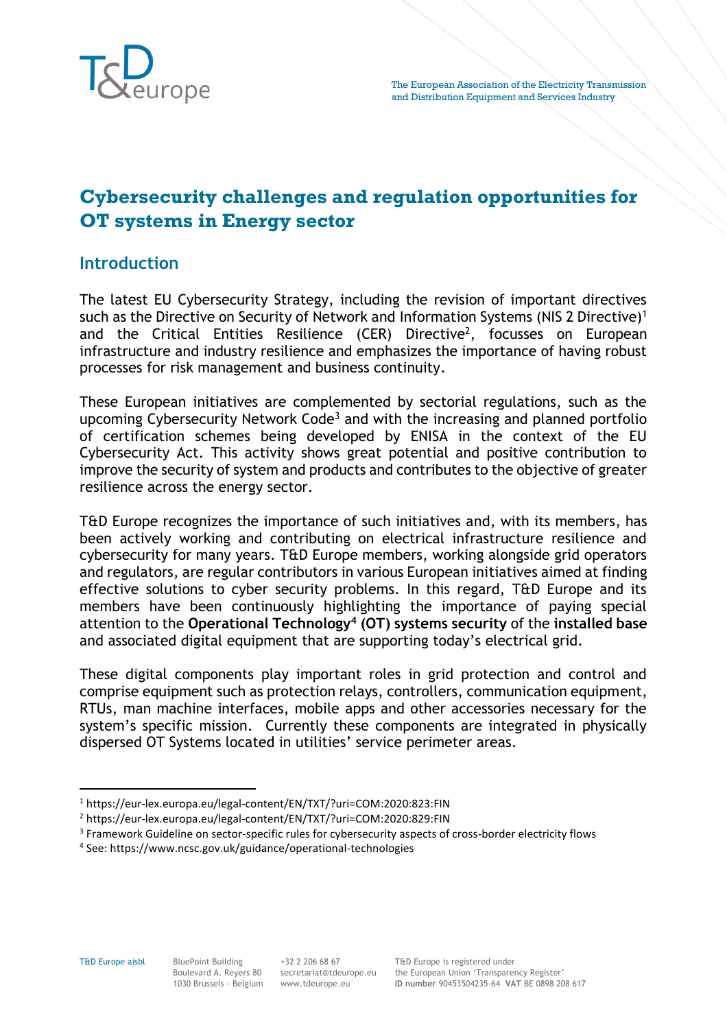# Cybersecurity challenges and regulation opportunities for OT systems in Energy sector

## Introduction

The latest EU Cybersecurity Strategy, including the revision of important directives such as the Directive on Security of Network and Information Systems (NIS 2 Directive)[1] and the Critical Entities Resilience (CER) Directive[2], focusses on European infrastructure and industry resilience and emphasizes the importance of having robust processes for risk management and business continuity.

These European initiatives are complemented by sectorial regulations, such as the upcoming Cybersecurity Network Code[3] and with the increasing and planned portfolio of certification schemes being developed by ENISA in the context of the EU Cybersecurity Act. This activity shows great potential and positive contribution to improve the security of system and products and contributes to the objective of greater resilience across the energy sector.

T&D Europe recognizes the importance of such initiatives and, with its members, has been actively working and contributing on electrical infrastructure resilience and cybersecurity for many years. T&D Europe members, working alongside grid operators and regulators, are regular contributors in various European initiatives aimed at finding effective solutions to cyber security problems. In this regard, T&D Europe and its members have been continuously highlighting the importance of paying special attention to the **Operational Technology[4] (OT) systems security** of the **installed base** and associated digital equipment that are supporting today's electrical grid.

These digital components play important roles in grid protection and control and comprise equipment such as protection relays, controllers, communication equipment, RTUs, man machine interfaces, mobile apps and other accessories necessary for the system's specific mission. Currently these components are integrated in physically dispersed OT Systems located in utilities' service perimeter areas.

---

[1] https://eur-lex.europa.eu/legal-content/EN/TXT/?uri=COM:2020:823:FIN

[2] https://eur-lex.europa.eu/legal-content/EN/TXT/?uri=COM:2020:829:FIN

[3] Framework Guideline on sector-specific rules for cybersecurity aspects of cross-border electricity flows

[4] See: https://www.ncsc.gov.uk/guidance/operational-technologies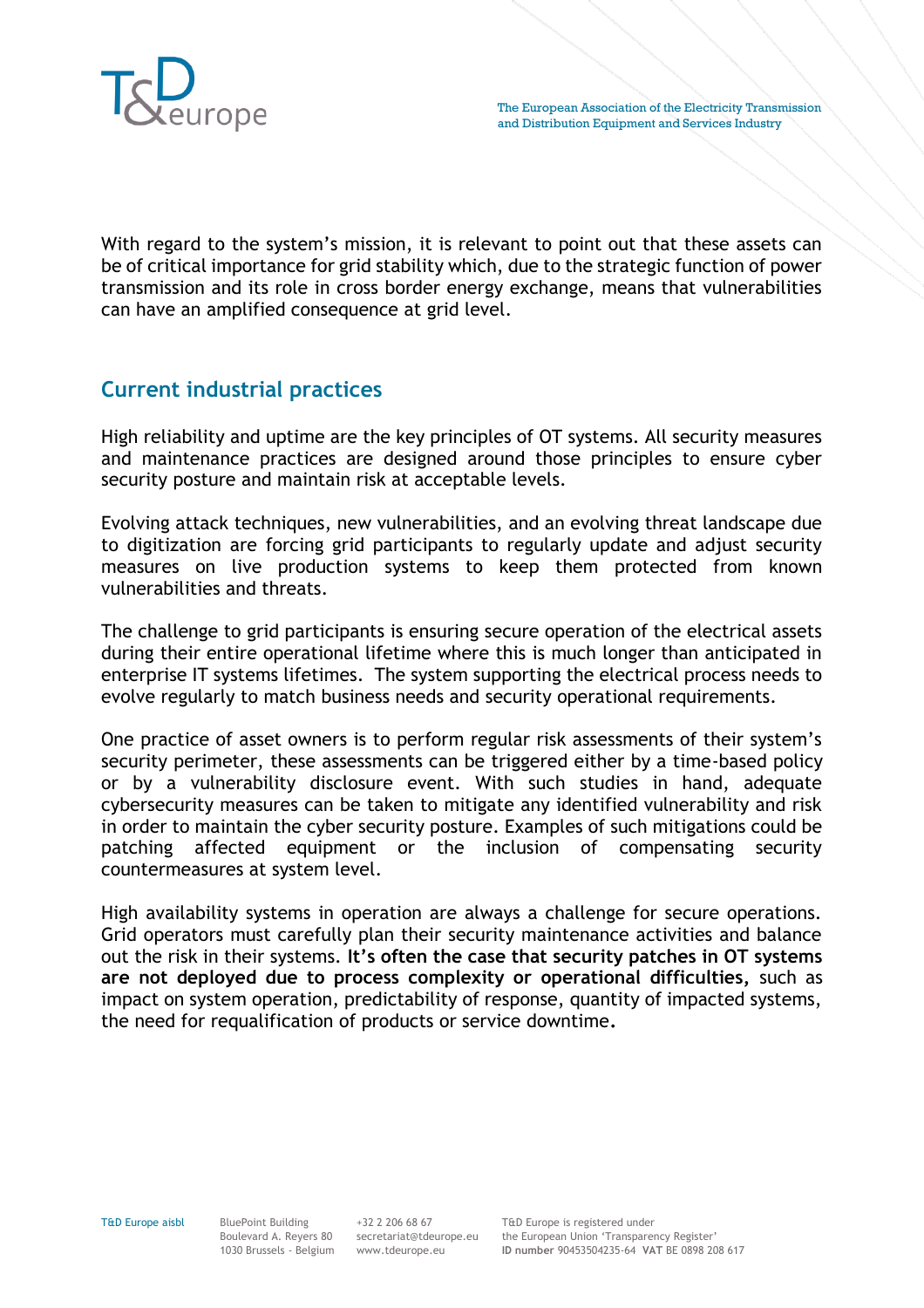With regard to the system's mission, it is relevant to point out that these assets can be of critical importance for grid stability which, due to the strategic function of power transmission and its role in cross border energy exchange, means that vulnerabilities can have an amplified consequence at grid level.

## Current industrial practices

High reliability and uptime are the key principles of OT systems. All security measures and maintenance practices are designed around those principles to ensure cyber security posture and maintain risk at acceptable levels.

Evolving attack techniques, new vulnerabilities, and an evolving threat landscape due to digitization are forcing grid participants to regularly update and adjust security measures on live production systems to keep them protected from known vulnerabilities and threats.

The challenge to grid participants is ensuring secure operation of the electrical assets during their entire operational lifetime where this is much longer than anticipated in enterprise IT systems lifetimes. The system supporting the electrical process needs to evolve regularly to match business needs and security operational requirements.

One practice of asset owners is to perform regular risk assessments of their system's security perimeter, these assessments can be triggered either by a time-based policy or by a vulnerability disclosure event. With such studies in hand, adequate cybersecurity measures can be taken to mitigate any identified vulnerability and risk in order to maintain the cyber security posture. Examples of such mitigations could be patching affected equipment or the inclusion of compensating security countermeasures at system level.

High availability systems in operation are always a challenge for secure operations. Grid operators must carefully plan their security maintenance activities and balance out the risk in their systems. **It's often the case that security patches in OT systems are not deployed due to process complexity or operational difficulties**, such as impact on system operation, predictability of response, quantity of impacted systems, the need for requalification of products or service downtime.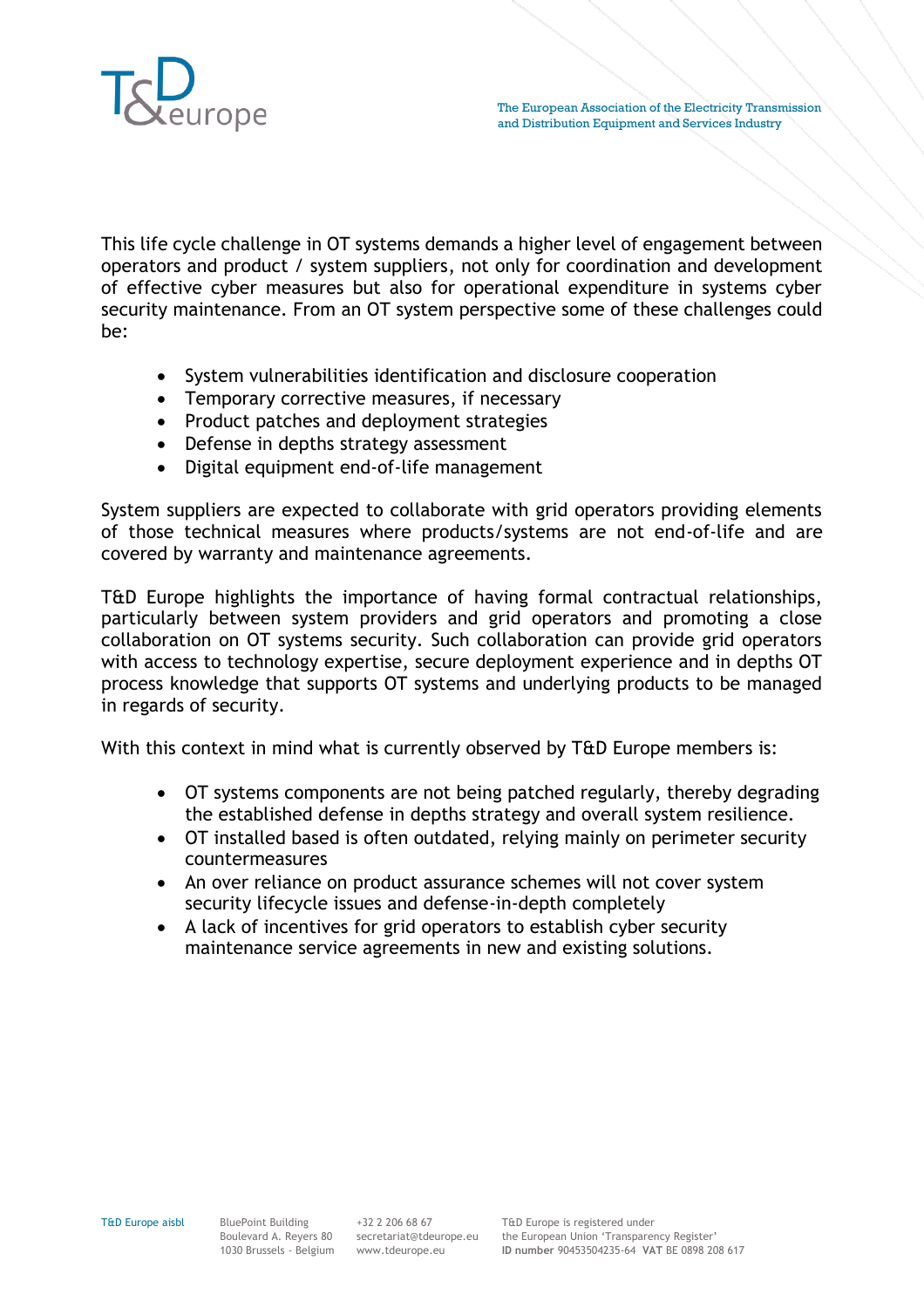This life cycle challenge in OT systems demands a higher level of engagement between operators and product / system suppliers, not only for coordination and development of effective cyber measures but also for operational expenditure in systems cyber security maintenance. From an OT system perspective some of these challenges could be:

- System vulnerabilities identification and disclosure cooperation
- Temporary corrective measures, if necessary
- Product patches and deployment strategies
- Defense in depths strategy assessment
- Digital equipment end-of-life management

System suppliers are expected to collaborate with grid operators providing elements of those technical measures where products/systems are not end-of-life and are covered by warranty and maintenance agreements.

T&D Europe highlights the importance of having formal contractual relationships, particularly between system providers and grid operators and promoting a close collaboration on OT systems security. Such collaboration can provide grid operators with access to technology expertise, secure deployment experience and in depths OT process knowledge that supports OT systems and underlying products to be managed in regards of security.

With this context in mind what is currently observed by T&D Europe members is:

- OT systems components are not being patched regularly, thereby degrading the established defense in depths strategy and overall system resilience.
- OT installed based is often outdated, relying mainly on perimeter security countermeasures
- An over reliance on product assurance schemes will not cover system security lifecycle issues and defense-in-depth completely
- A lack of incentives for grid operators to establish cyber security maintenance service agreements in new and existing solutions.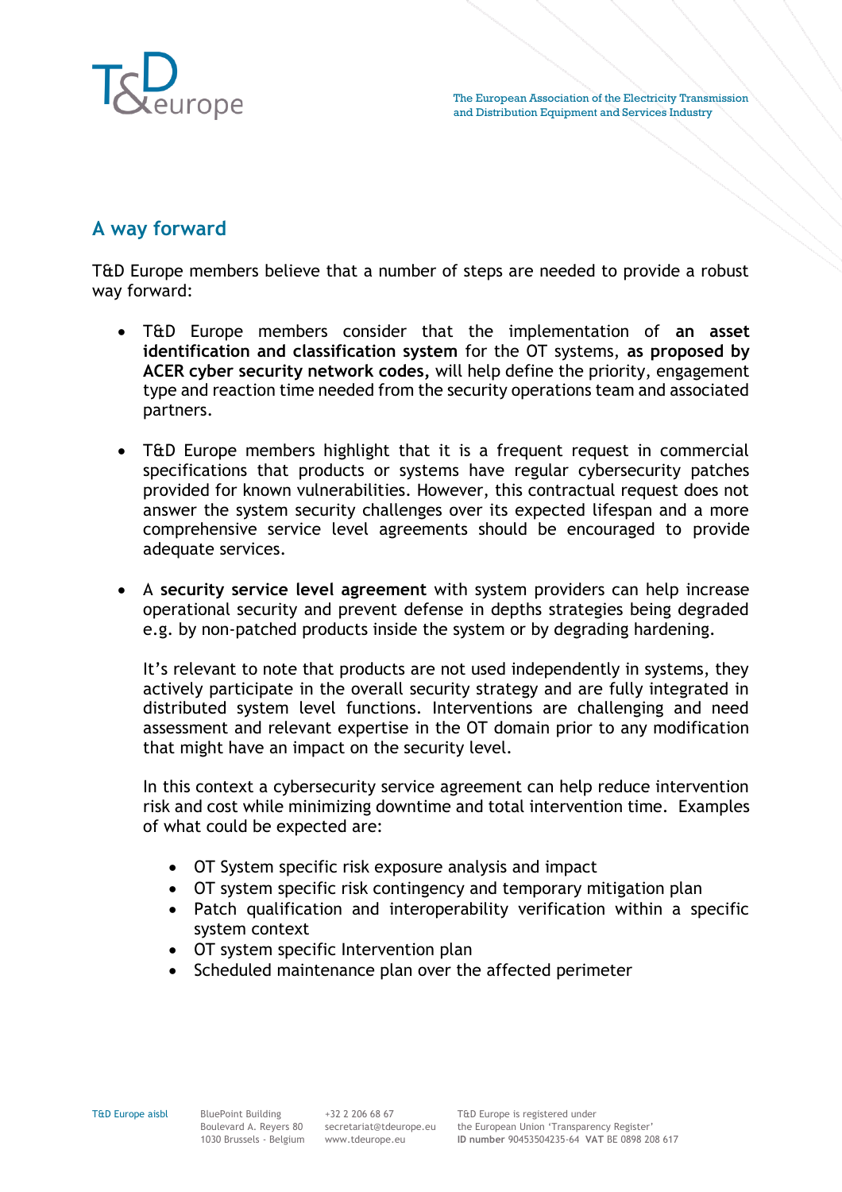## A way forward

T&D Europe members believe that a number of steps are needed to provide a robust way forward:

- T&D Europe members consider that the implementation of **an asset identification and classification system** for the OT systems, **as proposed by ACER cyber security network codes,** will help define the priority, engagement type and reaction time needed from the security operations team and associated partners.

- T&D Europe members highlight that it is a frequent request in commercial specifications that products or systems have regular cybersecurity patches provided for known vulnerabilities. However, this contractual request does not answer the system security challenges over its expected lifespan and a more comprehensive service level agreements should be encouraged to provide adequate services.

- A **security service level agreement** with system providers can help increase operational security and prevent defense in depths strategies being degraded e.g. by non-patched products inside the system or by degrading hardening.

  It's relevant to note that products are not used independently in systems, they actively participate in the overall security strategy and are fully integrated in distributed system level functions. Interventions are challenging and need assessment and relevant expertise in the OT domain prior to any modification that might have an impact on the security level.

  In this context a cybersecurity service agreement can help reduce intervention risk and cost while minimizing downtime and total intervention time. Examples of what could be expected are:

  - OT System specific risk exposure analysis and impact
  - OT system specific risk contingency and temporary mitigation plan
  - Patch qualification and interoperability verification within a specific system context
  - OT system specific Intervention plan
  - Scheduled maintenance plan over the affected perimeter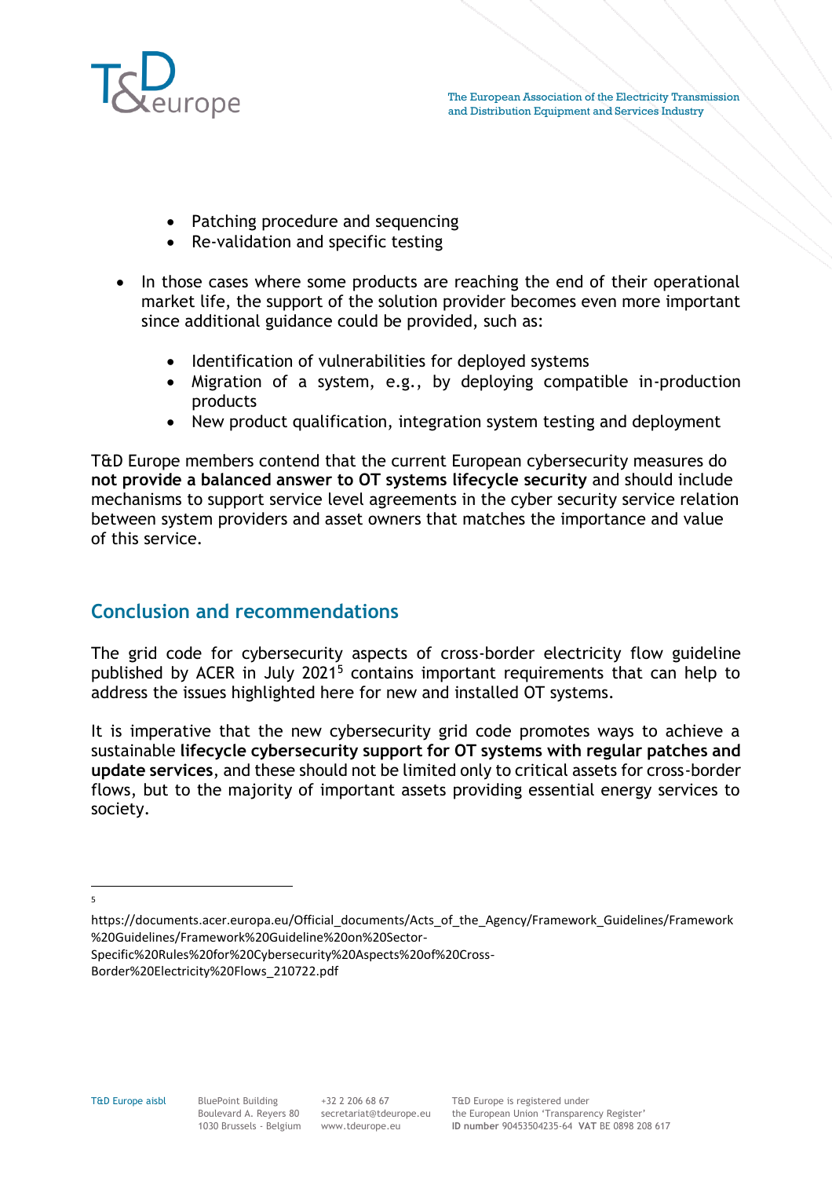- Patching procedure and sequencing
    - Re-validation and specific testing

- In those cases where some products are reaching the end of their operational market life, the support of the solution provider becomes even more important since additional guidance could be provided, such as:

    - Identification of vulnerabilities for deployed systems
    - Migration of a system, e.g., by deploying compatible in-production products
    - New product qualification, integration system testing and deployment

T&D Europe members contend that the current European cybersecurity measures do **not provide a balanced answer to OT systems lifecycle security** and should include mechanisms to support service level agreements in the cyber security service relation between system providers and asset owners that matches the importance and value of this service.

## Conclusion and recommendations

The grid code for cybersecurity aspects of cross-border electricity flow guideline published by ACER in July 2021[5] contains important requirements that can help to address the issues highlighted here for new and installed OT systems.

It is imperative that the new cybersecurity grid code promotes ways to achieve a sustainable **lifecycle cybersecurity support for OT systems with regular patches and update services**, and these should not be limited only to critical assets for cross-border flows, but to the majority of important assets providing essential energy services to society.

---

[5] https://documents.acer.europa.eu/Official_documents/Acts_of_the_Agency/Framework_Guidelines/Framework%20Guidelines/Framework%20Guideline%20on%20Sector-Specific%20Rules%20for%20Cybersecurity%20Aspects%20of%20Cross-Border%20Electricity%20Flows_210722.pdf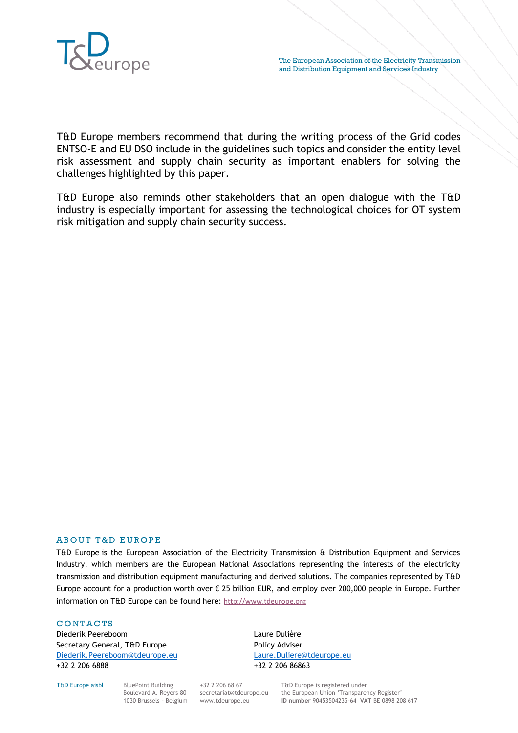T&D Europe members recommend that during the writing process of the Grid codes ENTSO-E and EU DSO include in the guidelines such topics and consider the entity level risk assessment and supply chain security as important enablers for solving the challenges highlighted by this paper.

T&D Europe also reminds other stakeholders that an open dialogue with the T&D industry is especially important for assessing the technological choices for OT system risk mitigation and supply chain security success.

## ABOUT T&D EUROPE

T&D Europe is the European Association of the Electricity Transmission & Distribution Equipment and Services Industry, which members are the European National Associations representing the interests of the electricity transmission and distribution equipment manufacturing and derived solutions. The companies represented by T&D Europe account for a production worth over € 25 billion EUR, and employ over 200,000 people in Europe. Further information on T&D Europe can be found here: http://www.tdeurope.org

## CONTACTS

Diederik Peereboom
Secretary General, T&D Europe
Diederik.Peereboom@tdeurope.eu
+32 2 206 6888

Laure Dulière
Policy Adviser
Laure.Duliere@tdeurope.eu
+32 2 206 86863

T&D Europe aisbl
BluePoint Building
Boulevard A. Reyers 80
1030 Brussels - Belgium
+32 2 206 68 67
secretariat@tdeurope.eu
www.tdeurope.eu
T&D Europe is registered under the European Union 'Transparency Register'
**ID number** 90453504235-64 **VAT** BE 0898 208 617